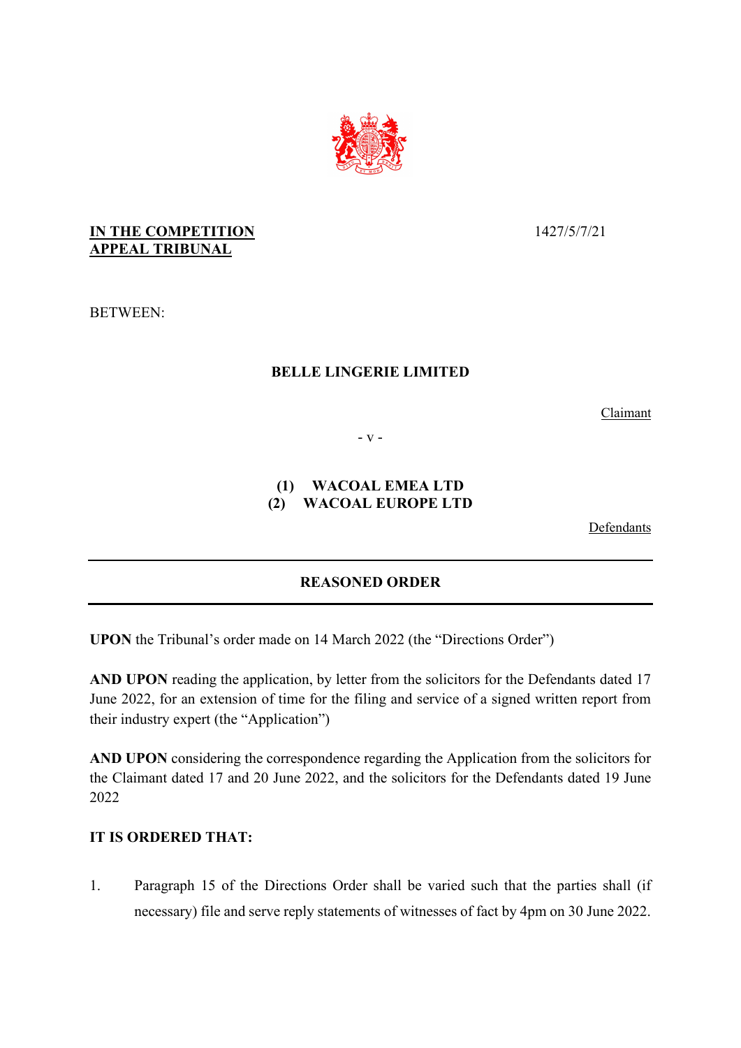**IN THE COMPETITION APPEAL TRIBUNAL**

1427/5/7/21

BETWEEN:

**BELLE LINGERIE LIMITED**

Claimant

\- v -

**(1) WACOAL EMEA LTD**
**(2) WACOAL EUROPE LTD**

Defendants

---

## REASONED ORDER

---

**UPON** the Tribunal's order made on 14 March 2022 (the "Directions Order")

**AND UPON** reading the application, by letter from the solicitors for the Defendants dated 17 June 2022, for an extension of time for the filing and service of a signed written report from their industry expert (the "Application")

**AND UPON** considering the correspondence regarding the Application from the solicitors for the Claimant dated 17 and 20 June 2022, and the solicitors for the Defendants dated 19 June 2022

**IT IS ORDERED THAT:**

1. Paragraph 15 of the Directions Order shall be varied such that the parties shall (if necessary) file and serve reply statements of witnesses of fact by 4pm on 30 June 2022.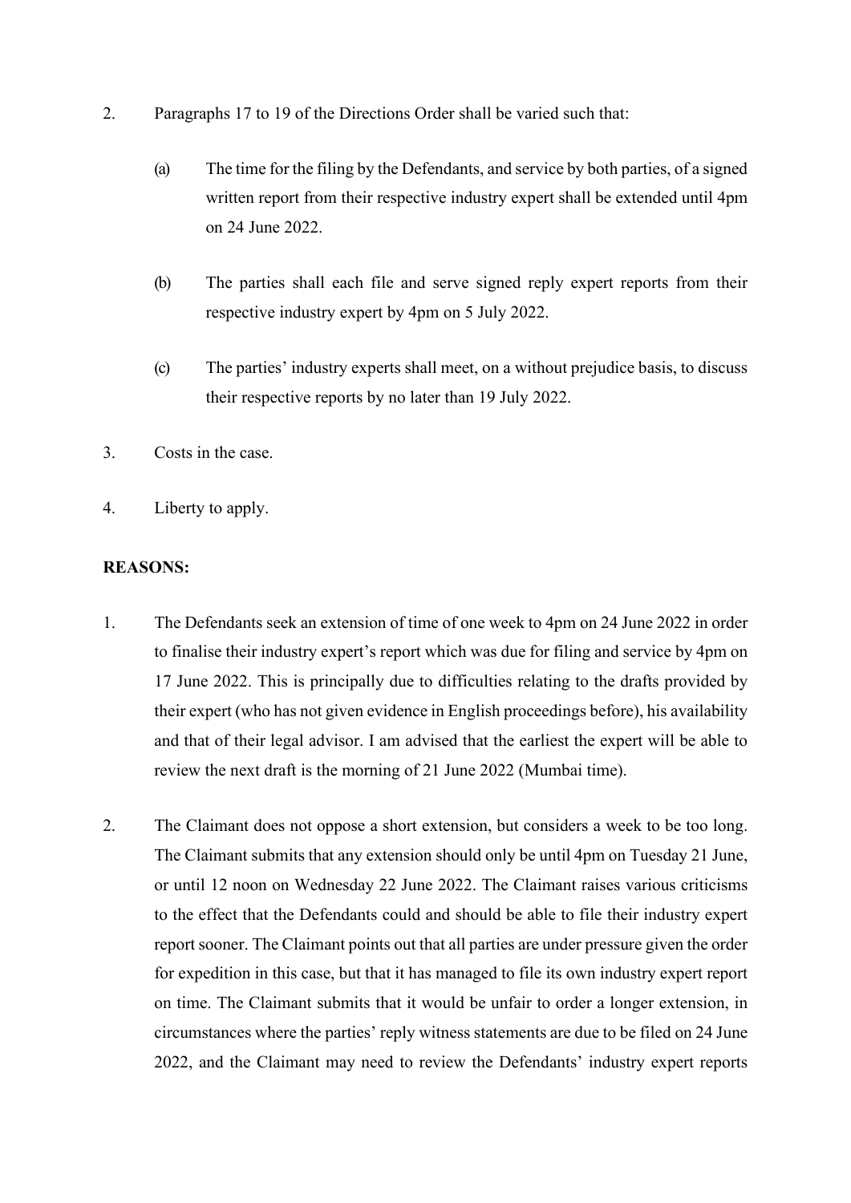2. Paragraphs 17 to 19 of the Directions Order shall be varied such that:

   (a) The time for the filing by the Defendants, and service by both parties, of a signed written report from their respective industry expert shall be extended until 4pm on 24 June 2022.

   (b) The parties shall each file and serve signed reply expert reports from their respective industry expert by 4pm on 5 July 2022.

   (c) The parties' industry experts shall meet, on a without prejudice basis, to discuss their respective reports by no later than 19 July 2022.

3. Costs in the case.

4. Liberty to apply.

**REASONS:**

1. The Defendants seek an extension of time of one week to 4pm on 24 June 2022 in order to finalise their industry expert's report which was due for filing and service by 4pm on 17 June 2022. This is principally due to difficulties relating to the drafts provided by their expert (who has not given evidence in English proceedings before), his availability and that of their legal advisor. I am advised that the earliest the expert will be able to review the next draft is the morning of 21 June 2022 (Mumbai time).

2. The Claimant does not oppose a short extension, but considers a week to be too long. The Claimant submits that any extension should only be until 4pm on Tuesday 21 June, or until 12 noon on Wednesday 22 June 2022. The Claimant raises various criticisms to the effect that the Defendants could and should be able to file their industry expert report sooner. The Claimant points out that all parties are under pressure given the order for expedition in this case, but that it has managed to file its own industry expert report on time. The Claimant submits that it would be unfair to order a longer extension, in circumstances where the parties' reply witness statements are due to be filed on 24 June 2022, and the Claimant may need to review the Defendants' industry expert reports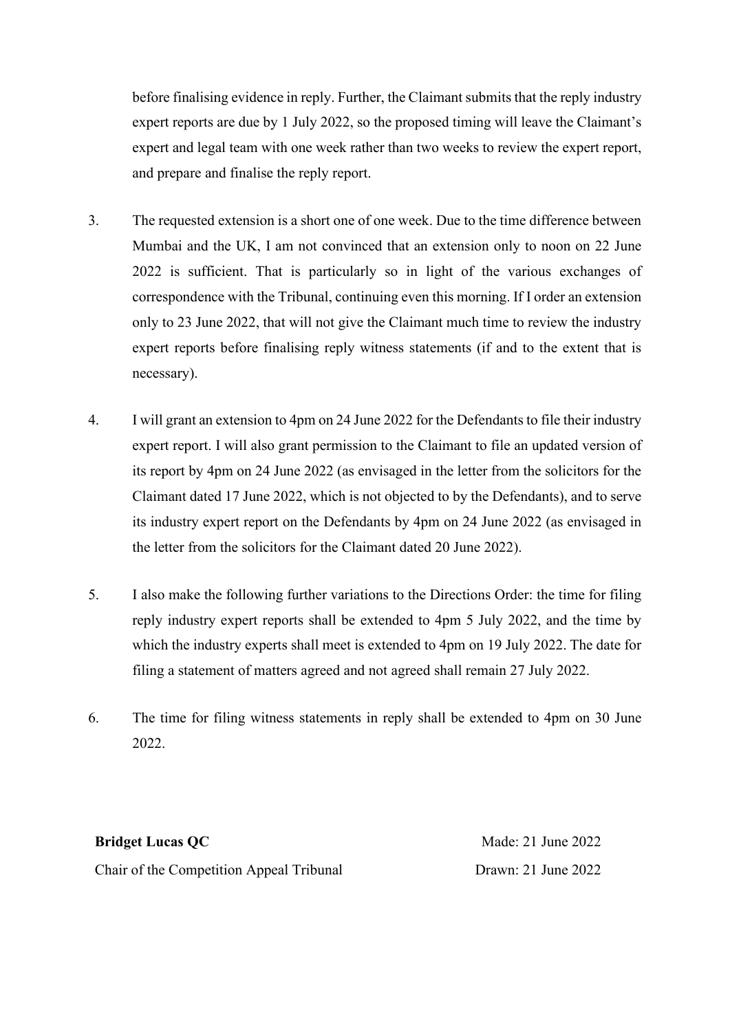before finalising evidence in reply. Further, the Claimant submits that the reply industry expert reports are due by 1 July 2022, so the proposed timing will leave the Claimant's expert and legal team with one week rather than two weeks to review the expert report, and prepare and finalise the reply report.

3. The requested extension is a short one of one week. Due to the time difference between Mumbai and the UK, I am not convinced that an extension only to noon on 22 June 2022 is sufficient. That is particularly so in light of the various exchanges of correspondence with the Tribunal, continuing even this morning. If I order an extension only to 23 June 2022, that will not give the Claimant much time to review the industry expert reports before finalising reply witness statements (if and to the extent that is necessary).

4. I will grant an extension to 4pm on 24 June 2022 for the Defendants to file their industry expert report. I will also grant permission to the Claimant to file an updated version of its report by 4pm on 24 June 2022 (as envisaged in the letter from the solicitors for the Claimant dated 17 June 2022, which is not objected to by the Defendants), and to serve its industry expert report on the Defendants by 4pm on 24 June 2022 (as envisaged in the letter from the solicitors for the Claimant dated 20 June 2022).

5. I also make the following further variations to the Directions Order: the time for filing reply industry expert reports shall be extended to 4pm 5 July 2022, and the time by which the industry experts shall meet is extended to 4pm on 19 July 2022. The date for filing a statement of matters agreed and not agreed shall remain 27 July 2022.

6. The time for filing witness statements in reply shall be extended to 4pm on 30 June 2022.

**Bridget Lucas QC**
Chair of the Competition Appeal Tribunal

Made: 21 June 2022
Drawn: 21 June 2022